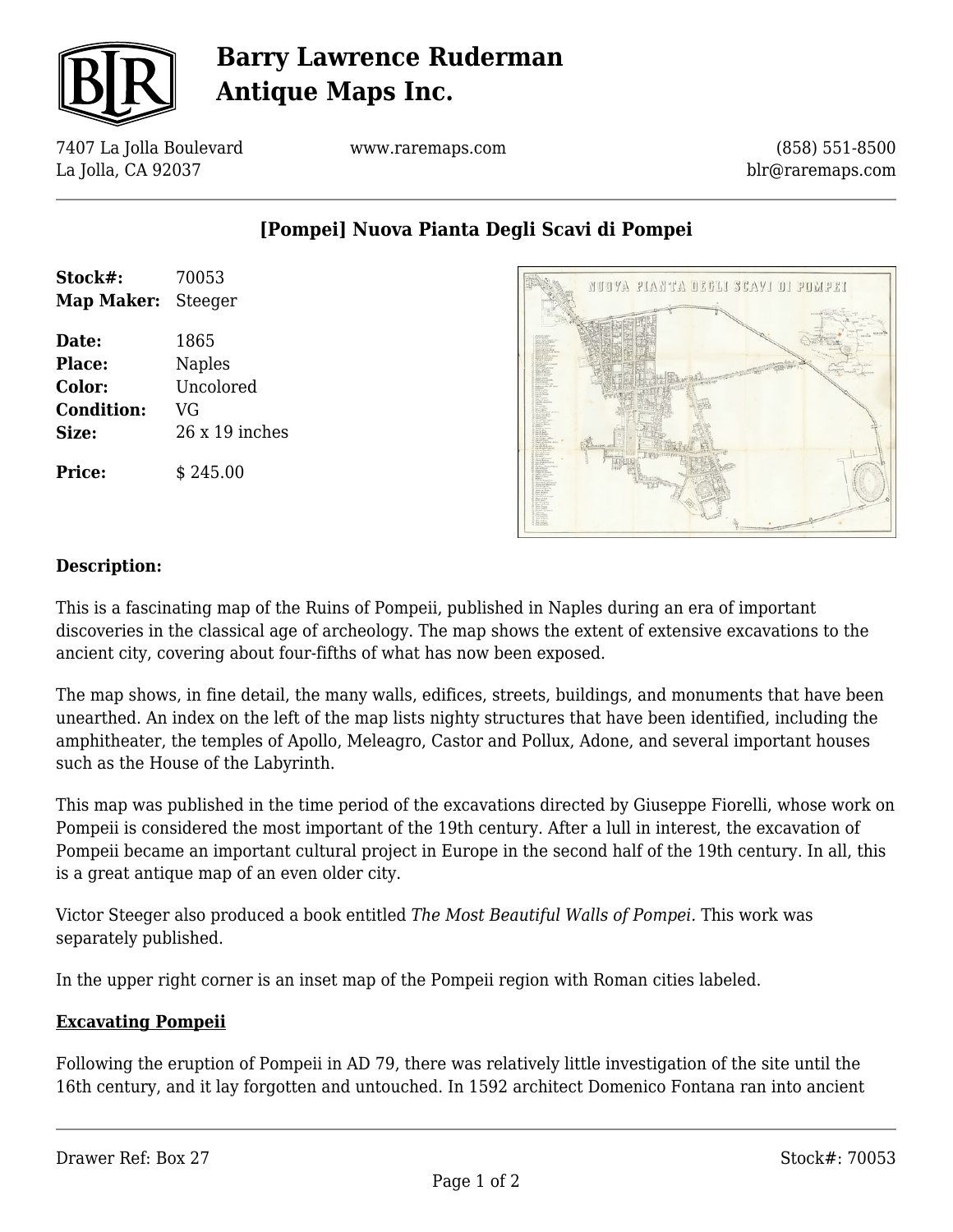# Barry Lawrence Ruderman Antique Maps Inc.

7407 La Jolla Boulevard
La Jolla, CA 92037

www.raremaps.com

(858) 551-8500
blr@raremaps.com

## [Pompei] Nuova Pianta Degli Scavi di Pompei

**Stock#:** 70053
**Map Maker:** Steeger

**Date:** 1865
**Place:** Naples
**Color:** Uncolored
**Condition:** VG
**Size:** 26 x 19 inches

**Price:** $ 245.00

### Description:

This is a fascinating map of the Ruins of Pompeii, published in Naples during an era of important discoveries in the classical age of archeology. The map shows the extent of extensive excavations to the ancient city, covering about four-fifths of what has now been exposed.

The map shows, in fine detail, the many walls, edifices, streets, buildings, and monuments that have been unearthed. An index on the left of the map lists nighty structures that have been identified, including the amphitheater, the temples of Apollo, Meleagro, Castor and Pollux, Adone, and several important houses such as the House of the Labyrinth.

This map was published in the time period of the excavations directed by Giuseppe Fiorelli, whose work on Pompeii is considered the most important of the 19th century. After a lull in interest, the excavation of Pompeii became an important cultural project in Europe in the second half of the 19th century. In all, this is a great antique map of an even older city.

Victor Steeger also produced a book entitled *The Most Beautiful Walls of Pompei.* This work was separately published.

In the upper right corner is an inset map of the Pompeii region with Roman cities labeled.

### Excavating Pompeii

Following the eruption of Pompeii in AD 79, there was relatively little investigation of the site until the 16th century, and it lay forgotten and untouched. In 1592 architect Domenico Fontana ran into ancient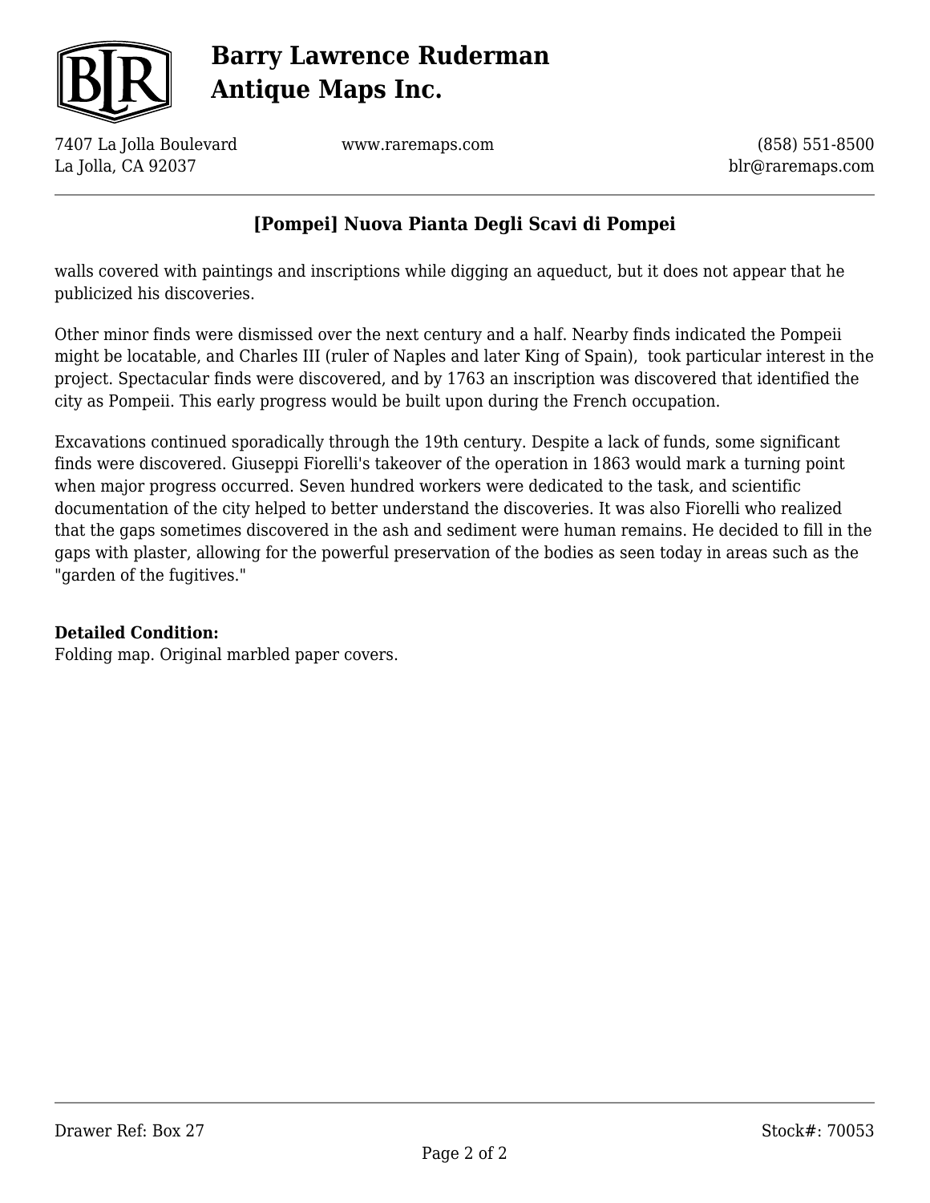walls covered with paintings and inscriptions while digging an aqueduct, but it does not appear that he publicized his discoveries.

Other minor finds were dismissed over the next century and a half. Nearby finds indicated the Pompeii might be locatable, and Charles III (ruler of Naples and later King of Spain),  took particular interest in the project. Spectacular finds were discovered, and by 1763 an inscription was discovered that identified the city as Pompeii. This early progress would be built upon during the French occupation.

Excavations continued sporadically through the 19th century. Despite a lack of funds, some significant finds were discovered. Giuseppi Fiorelli's takeover of the operation in 1863 would mark a turning point when major progress occurred. Seven hundred workers were dedicated to the task, and scientific documentation of the city helped to better understand the discoveries. It was also Fiorelli who realized that the gaps sometimes discovered in the ash and sediment were human remains. He decided to fill in the gaps with plaster, allowing for the powerful preservation of the bodies as seen today in areas such as the "garden of the fugitives."

**Detailed Condition:**
Folding map. Original marbled paper covers.